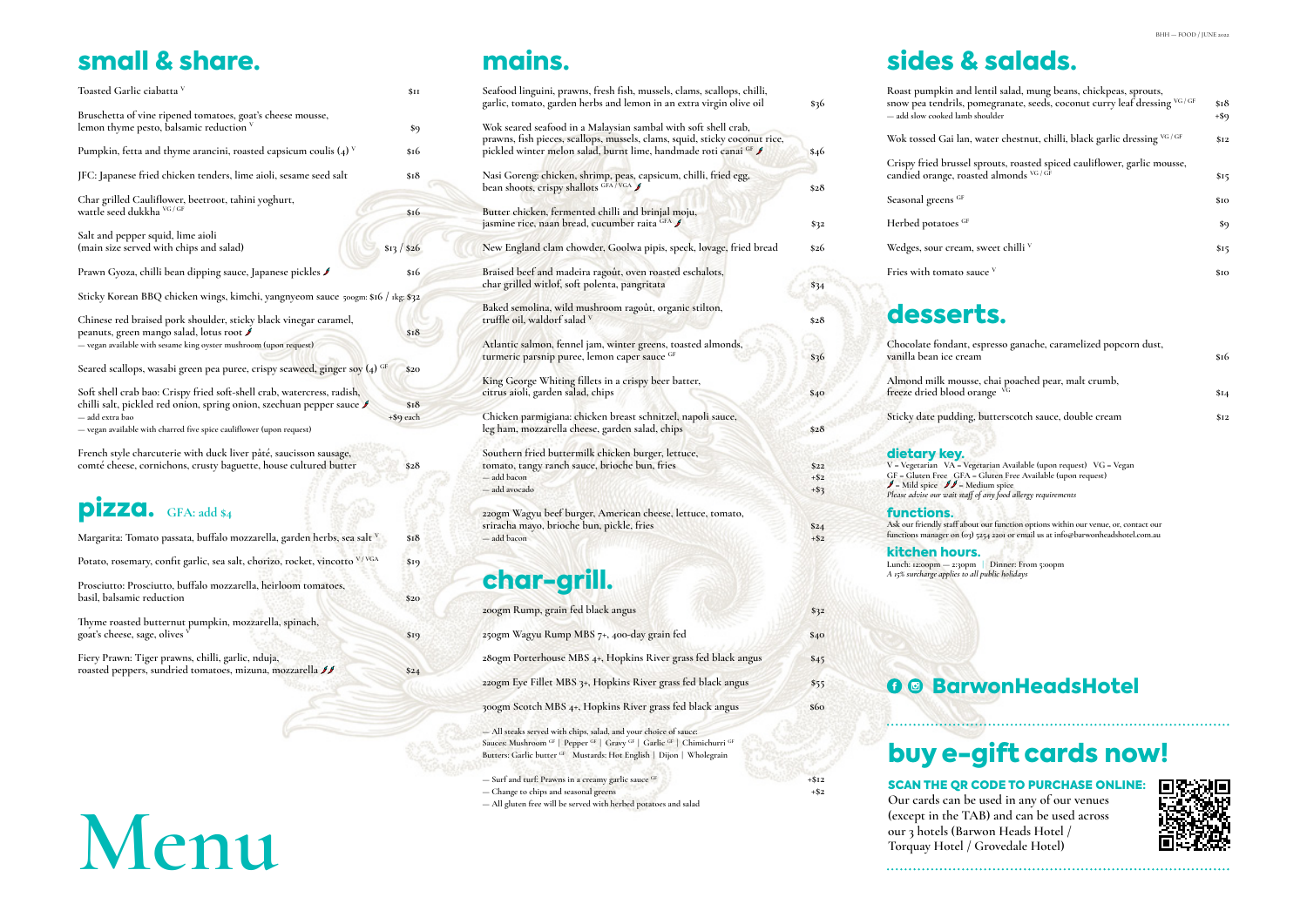# Menu

## small & share.

- Toasted Garlic ciabatta [V] — $11
- Bruschetta of vine ripened tomatoes, goat's cheese mousse, lemon thyme pesto, balsamic reduction [V] — $9
- Pumpkin, fetta and thyme arancini, roasted capsicum coulis (4) [V] — $16
- JFC: Japanese fried chicken tenders, lime aioli, sesame seed salt — $18
- Char grilled Cauliflower, beetroot, tahini yoghurt, wattle seed dukkha [VG / GF] — $16
- Salt and pepper squid, lime aioli (main size served with chips and salad) — $13 / $26
- Prawn Gyoza, chilli bean dipping sauce, Japanese pickles 🌶 — $16
- Sticky Korean BBQ chicken wings, kimchi, yangnyeom sauce 500gm: $16 / 1kg: $32
- Chinese red braised pork shoulder, sticky black vinegar caramel, peanuts, green mango salad, lotus root 🌶 — $18
  - — vegan available with sesame king oyster mushroom (upon request)
- Seared scallops, wasabi green pea puree, crispy seaweed, ginger soy (4) [GF] — $20
- Soft shell crab bao: Crispy fried soft-shell crab, watercress, radish, chilli salt, pickled red onion, spring onion, szechuan pepper sauce 🌶 — $18
  - — add extra bao — +$9 each
  - — vegan available with charred five spice cauliflower (upon request)
- French style charcuterie with duck liver pâté, saucisson sausage, comté cheese, cornichons, crusty baguette, house cultured butter — $28

## pizza. GFA: add $4

- Margarita: Tomato passata, buffalo mozzarella, garden herbs, sea salt [V] — $18
- Potato, rosemary, confit garlic, sea salt, chorizo, rocket, vincotto [V / VGA] — $19
- Prosciutto: Prosciutto, buffalo mozzarella, heirloom tomatoes, basil, balsamic reduction — $20
- Thyme roasted butternut pumpkin, mozzarella, spinach, goat's cheese, sage, olives [V] — $19
- Fiery Prawn: Tiger prawns, chilli, garlic, nduja, roasted peppers, sundried tomatoes, mizuna, mozzarella 🌶🌶 — $24

## mains.

- Seafood linguini, prawns, fresh fish, mussels, clams, scallops, chilli, garlic, tomato, garden herbs and lemon in an extra virgin olive oil — $36
- Wok seared seafood in a Malaysian sambal with soft shell crab, prawns, fish pieces, scallops, mussels, clams, squid, sticky coconut rice, pickled winter melon salad, burnt lime, handmade roti canai [GF] 🌶 — $46
- Nasi Goreng: chicken, shrimp, peas, capsicum, chilli, fried egg, bean shoots, crispy shallots [GFA / VGA] 🌶 — $28
- Butter chicken, fermented chilli and brinjal moju, jasmine rice, naan bread, cucumber raita [GFA] 🌶 — $32
- New England clam chowder, Goolwa pipis, speck, lovage, fried bread — $26
- Braised beef and madeira ragoût, oven roasted eschalots, char grilled witlof, soft polenta, pangritata — $34
- Baked semolina, wild mushroom ragoût, organic stilton, truffle oil, waldorf salad [V] — $28
- Atlantic salmon, fennel jam, winter greens, toasted almonds, turmeric parsnip puree, lemon caper sauce [GF] — $36
- King George Whiting fillets in a crispy beer batter, citrus aioli, garden salad, chips — $40
- Chicken parmigiana: chicken breast schnitzel, napoli sauce, leg ham, mozzarella cheese, garden salad, chips — $28
- Southern fried buttermilk chicken burger, lettuce, tomato, tangy ranch sauce, brioche bun, fries — $22
  - — add bacon — +$2
  - — add avocado — +$3
- 220gm Wagyu beef burger, American cheese, lettuce, tomato, sriracha mayo, brioche bun, pickle, fries — $24
  - — add bacon — +$2

## char-grill.

- 200gm Rump, grain fed black angus — $32
- 250gm Wagyu Rump MBS 7+, 400-day grain fed — $40
- 280gm Porterhouse MBS 4+, Hopkins River grass fed black angus — $45
- 220gm Eye Fillet MBS 3+, Hopkins River grass fed black angus — $55
- 300gm Scotch MBS 4+, Hopkins River grass fed black angus — $60

— All steaks served with chips, salad, and your choice of sauce:
Sauces: Mushroom [GF] | Pepper [GF] | Gravy [GF] | Garlic [GF] | Chimichurri [GF]
Butters: Garlic butter [GF] Mustards: Hot English | Dijon | Wholegrain

- — Surf and turf: Prawns in a creamy garlic sauce [GF] — +$12
- — Change to chips and seasonal greens — +$2
- — All gluten free will be served with herbed potatoes and salad

## sides & salads.

- Roast pumpkin and lentil salad, mung beans, chickpeas, sprouts, snow pea tendrils, pomegranate, seeds, coconut curry leaf dressing [VG / GF] — $18
  - — add slow cooked lamb shoulder — +$9
- Wok tossed Gai lan, water chestnut, chilli, black garlic dressing [VG / GF] — $12
- Crispy fried brussel sprouts, roasted spiced cauliflower, garlic mousse, candied orange, roasted almonds [VG / GF] — $15
- Seasonal greens [GF] — $10
- Herbed potatoes [GF] — $9
- Wedges, sour cream, sweet chilli [V] — $15
- Fries with tomato sauce [V] — $10

## desserts.

- Chocolate fondant, espresso ganache, caramelized popcorn dust, vanilla bean ice cream — $16
- Almond milk mousse, chai poached pear, malt crumb, freeze dried blood orange [VG] — $14
- Sticky date pudding, butterscotch sauce, double cream — $12

### dietary key.

V = Vegetarian VA = Vegetarian Available (upon request) VG = Vegan
GF = Gluten Free GFA = Gluten Free Available (upon request)
🌶 = Mild spice 🌶🌶 = Medium spice
*Please advise our wait staff of any food allergy requirements*

### functions.

Ask our friendly staff about our function options within our venue, or, contact our functions manager on (03) 5254 2201 or email us at info@barwonheadshotel.com.au

### kitchen hours.

Lunch: 12:00pm — 2:30pm | Dinner: From 5:00pm
*A 15% surcharge applies to all public holidays*

BarwonHeadsHotel

## buy e-gift cards now!

**SCAN THE QR CODE TO PURCHASE ONLINE:**
Our cards can be used in any of our venues (except in the TAB) and can be used across our 3 hotels (Barwon Heads Hotel / Torquay Hotel / Grovedale Hotel)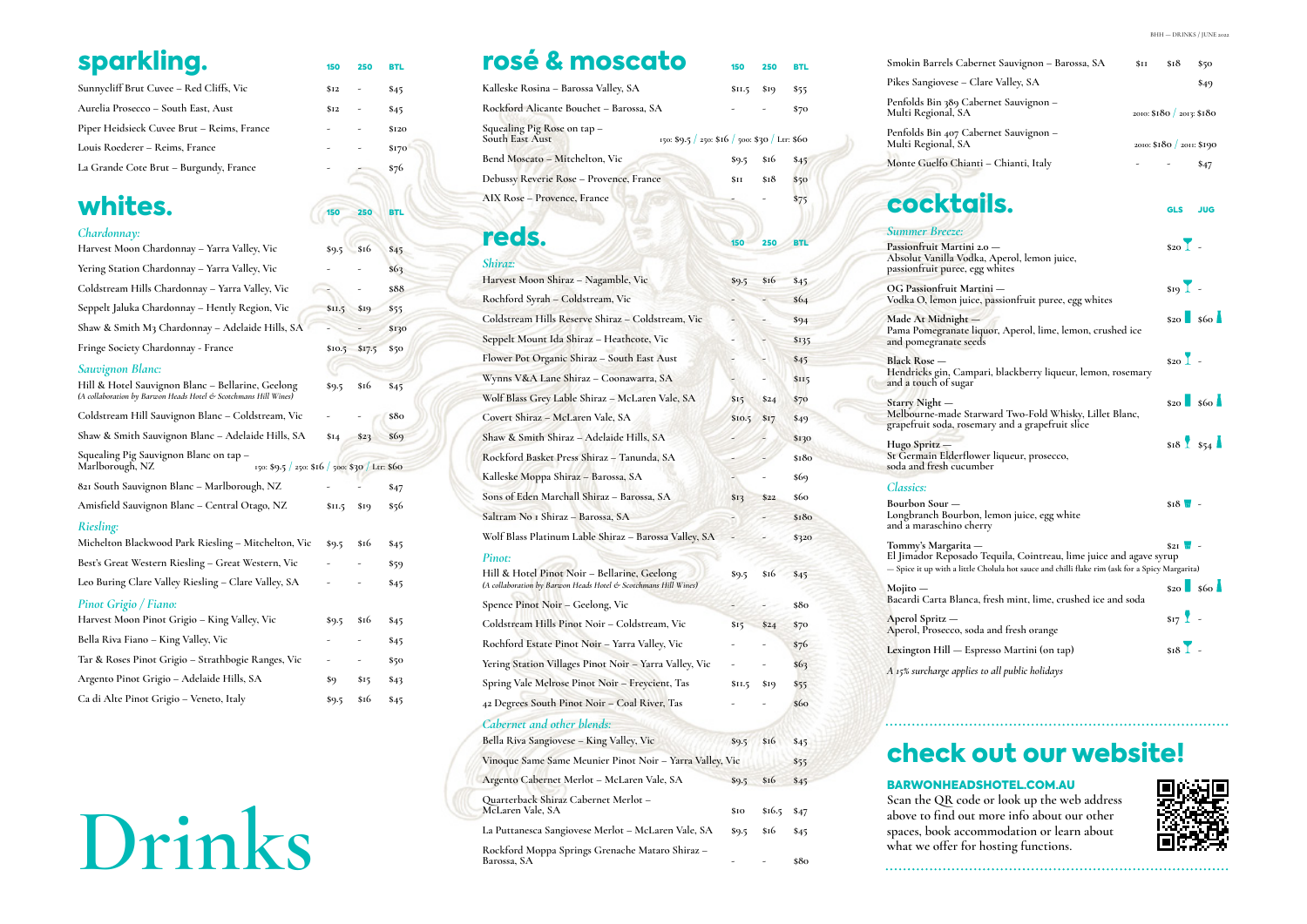## sparkling.

| | 150 | 250 | BTL |
|---|---|---|---|
| Sunnycliff Brut Cuvee – Red Cliffs, Vic | $12 | - | $45 |
| Aurelia Prosecco – South East, Aust | $12 | - | $45 |
| Piper Heidsieck Cuvee Brut – Reims, France | - | - | $120 |
| Louis Roederer – Reims, France | - | - | $170 |
| La Grande Cote Brut – Burgundy, France | - | - | $76 |

## whites.

| | 150 | 250 | BTL |
|---|---|---|---|
| *Chardonnay:* | | | |
| Harvest Moon Chardonnay – Yarra Valley, Vic | $9.5 | $16 | $45 |
| Yering Station Chardonnay – Yarra Valley, Vic | - | - | $63 |
| Coldstream Hills Chardonnay – Yarra Valley, Vic | - | - | $88 |
| Seppelt Jaluka Chardonnay – Hently Region, Vic | $11.5 | $19 | $55 |
| Shaw & Smith M3 Chardonnay – Adelaide Hills, SA | - | - | $130 |
| Fringe Society Chardonnay - France | $10.5 | $17.5 | $50 |
| *Sauvignon Blanc:* | | | |
| Hill & Hotel Sauvignon Blanc – Bellarine, Geelong *(A collaboration by Barwon Heads Hotel & Scotchmans Hill Wines)* | $9.5 | $16 | $45 |
| Coldstream Hill Sauvignon Blanc – Coldstream, Vic | - | - | $80 |
| Shaw & Smith Sauvignon Blanc – Adelaide Hills, SA | $14 | $23 | $69 |
| Squealing Pig Sauvignon Blanc on tap – Marlborough, NZ | 150: $9.5 / 250: $16 / 500: $30 / Ltr: $60 | | |
| 821 South Sauvignon Blanc – Marlborough, NZ | - | - | $47 |
| Amisfield Sauvignon Blanc – Central Otago, NZ | $11.5 | $19 | $56 |
| *Riesling:* | | | |
| Michelton Blackwood Park Riesling – Mitchelton, Vic | $9.5 | $16 | $45 |
| Best's Great Western Riesling – Great Western, Vic | - | - | $59 |
| Leo Buring Clare Valley Riesling – Clare Valley, SA | - | - | $45 |
| *Pinot Grigio / Fiano:* | | | |
| Harvest Moon Pinot Grigio – King Valley, Vic | $9.5 | $16 | $45 |
| Bella Riva Fiano – King Valley, Vic | - | - | $45 |
| Tar & Roses Pinot Grigio – Strathbogie Ranges, Vic | - | - | $50 |
| Argento Pinot Grigio – Adelaide Hills, SA | $9 | $15 | $43 |
| Ca di Alte Pinot Grigio – Veneto, Italy | $9.5 | $16 | $45 |

# Drinks

## rosé & moscato

| | 150 | 250 | BTL |
|---|---|---|---|
| Kalleske Rosina – Barossa Valley, SA | $11.5 | $19 | $55 |
| Rockford Alicante Bouchet – Barossa, SA | - | - | $70 |
| Squealing Pig Rose on tap – South East Aust | 150: $9.5 / 250: $16 / 500: $30 / Ltr: $60 | | |
| Bend Moscato – Mitchelton, Vic | $9.5 | $16 | $45 |
| Debussy Reverie Rose – Provence, France | $11 | $18 | $50 |
| AIX Rose – Provence, France | - | - | $75 |

## reds.

| | 150 | 250 | BTL |
|---|---|---|---|
| *Shiraz:* | | | |
| Harvest Moon Shiraz – Nagamble, Vic | $9.5 | $16 | $45 |
| Rochford Syrah – Coldstream, Vic | - | - | $64 |
| Coldstream Hills Reserve Shiraz – Coldstream, Vic | - | - | $94 |
| Seppelt Mount Ida Shiraz – Heathcote, Vic | - | - | $135 |
| Flower Pot Organic Shiraz – South East Aust | - | - | $45 |
| Wynns V&A Lane Shiraz – Coonawarra, SA | - | - | $115 |
| Wolf Blass Grey Lable Shiraz – McLaren Vale, SA | $15 | $24 | $70 |
| Covert Shiraz – McLaren Vale, SA | $10.5 | $17 | $49 |
| Shaw & Smith Shiraz – Adelaide Hills, SA | - | - | $130 |
| Rockford Basket Press Shiraz – Tanunda, SA | - | - | $180 |
| Kalleske Moppa Shiraz – Barossa, SA | - | - | $69 |
| Sons of Eden Marchall Shiraz – Barossa, SA | $13 | $22 | $60 |
| Saltram No 1 Shiraz – Barossa, SA | - | - | $180 |
| Wolf Blass Platinum Lable Shiraz – Barossa Valley, SA | - | - | $320 |
| *Pinot:* | | | |
| Hill & Hotel Pinot Noir – Bellarine, Geelong *(A collaboration by Barwon Heads Hotel & Scotchmans Hill Wines)* | $9.5 | $16 | $45 |
| Spence Pinot Noir – Geelong, Vic | - | - | $80 |
| Coldstream Hills Pinot Noir – Coldstream, Vic | $15 | $24 | $70 |
| Rochford Estate Pinot Noir – Yarra Valley, Vic | - | - | $76 |
| Yering Station Villages Pinot Noir – Yarra Valley, Vic | - | - | $63 |
| Spring Vale Melrose Pinot Noir – Freycient, Tas | $11.5 | $19 | $55 |
| 42 Degrees South Pinot Noir – Coal River, Tas | - | - | $60 |
| *Cabernet and other blends:* | | | |
| Bella Riva Sangiovese – King Valley, Vic | $9.5 | $16 | $45 |
| Vinoque Same Same Meunier Pinot Noir – Yarra Valley, Vic | | | $55 |
| Argento Cabernet Merlot – McLaren Vale, SA | $9.5 | $16 | $45 |
| Quarterback Shiraz Cabernet Merlot – McLaren Vale, SA | $10 | $16.5 | $47 |
| La Puttanesca Sangiovese Merlot – McLaren Vale, SA | $9.5 | $16 | $45 |
| Rockford Moppa Springs Grenache Mataro Shiraz – Barossa, SA | - | - | $80 |
| Smokin Barrels Cabernet Sauvignon – Barossa, SA | $11 | $18 | $50 |
| Pikes Sangiovese – Clare Valley, SA | | | $49 |
| Penfolds Bin 389 Cabernet Sauvignon – Multi Regional, SA | 2010: $180 / 2013: $180 | | |
| Penfolds Bin 407 Cabernet Sauvignon – Multi Regional, SA | 2010: $180 / 2011: $190 | | |
| Monte Guelfo Chianti – Chianti, Italy | - | - | $47 |

## cocktails.

| | GLS | JUG |
|---|---|---|
| *Summer Breeze:* | | |
| **Passionfruit Martini 2.0** — Absolut Vanilla Vodka, Aperol, lemon juice, passionfruit puree, egg whites | $20 | - |
| **OG Passionfruit Martini** — Vodka O, lemon juice, passionfruit puree, egg whites | $19 | - |
| **Made At Midnight** — Pama Pomegranate liquor, Aperol, lime, lemon, crushed ice and pomegranate seeds | $20 | $60 |
| **Black Rose** — Hendricks gin, Campari, blackberry liqueur, lemon, rosemary and a touch of sugar | $20 | - |
| **Starry Night** — Melbourne-made Starward Two-Fold Whisky, Lillet Blanc, grapefruit soda, rosemary and a grapefruit slice | $20 | $60 |
| **Hugo Spritz** — St Germain Elderflower liqueur, prosecco, soda and fresh cucumber | $18 | $54 |
| *Classics:* | | |
| **Bourbon Sour** — Longbranch Bourbon, lemon juice, egg white and a maraschino cherry | $18 | - |
| **Tommy's Margarita** — El Jimador Reposado Tequila, Cointreau, lime juice and agave syrup — Spice it up with a little Cholula hot sauce and chilli flake rim (ask for a Spicy Margarita) | $21 | - |
| **Mojito** — Bacardi Carta Blanca, fresh mint, lime, crushed ice and soda | $20 | $60 |
| **Aperol Spritz** — Aperol, Prosecco, soda and fresh orange | $17 | - |
| **Lexington Hill** — Espresso Martini (on tap) | $18 | - |

*A 15% surcharge applies to all public holidays*

## check out our website!

**BARWONHEADSHOTEL.COM.AU**

Scan the QR code or look up the web address above to find out more info about our other spaces, book accommodation or learn about what we offer for hosting functions.